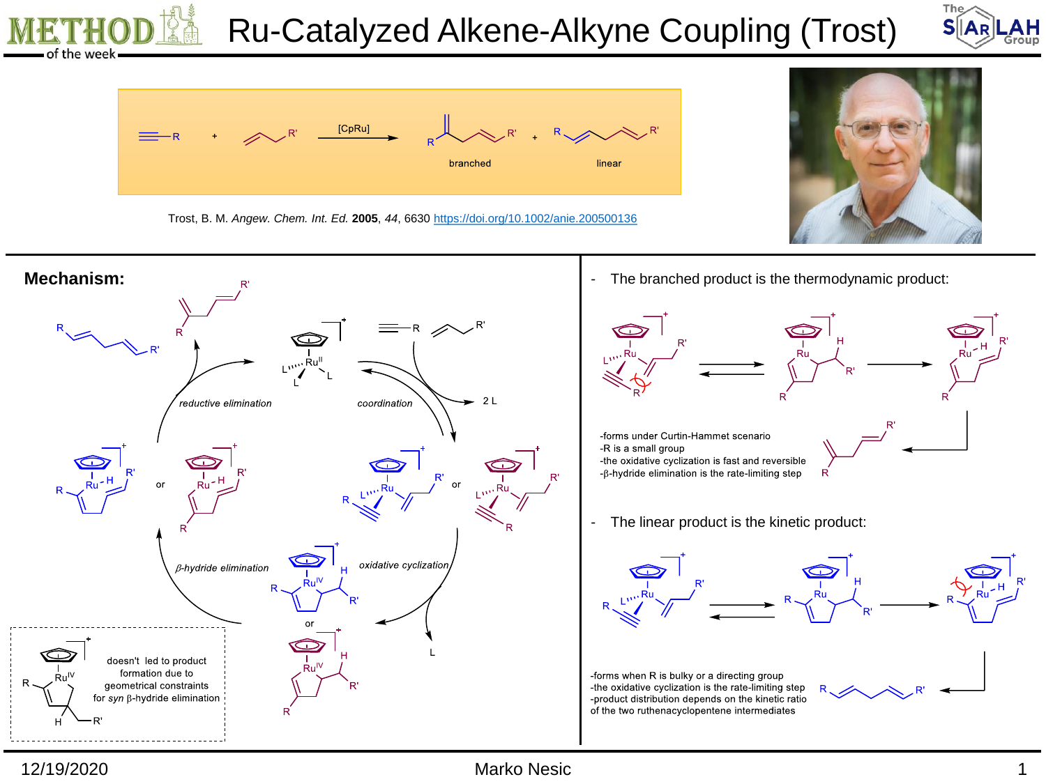# Ru-Catalyzed Alkene-Alkyne Coupling (Trost)

[CpRu]

branched    linear

Trost, B. M. *Angew. Chem. Int. Ed.* **2005**, *44*, 6630 https://doi.org/10.1002/anie.200500136

## Mechanism:

reductive elimination

coordination

2 L

or

*β*-hydride elimination

oxidative cyclization

L

doesn't led to product formation due to geometrical constraints for *syn* β-hydride elimination

- The branched product is the thermodynamic product:

-forms under Curtin-Hammet scenario
-R is a small group
-the oxidative cyclization is fast and reversible
-β-hydride elimination is the rate-limiting step

- The linear product is the kinetic product:

-forms when R is bulky or a directing group
-the oxidative cyclization is the rate-limiting step
-product distribution depends on the kinetic ratio of the two ruthenacyclopentene intermediates

12/19/2020    Marko Nesic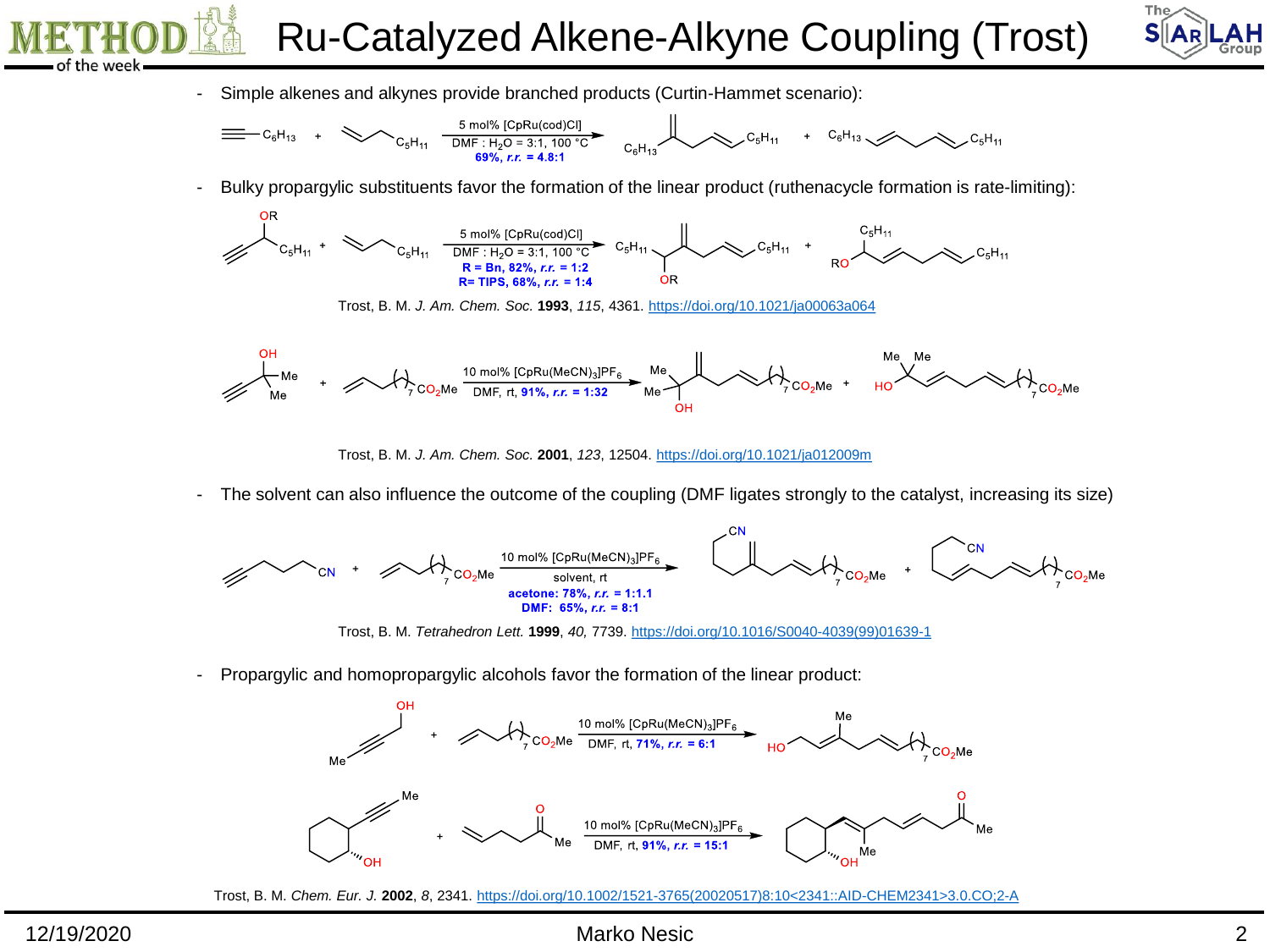# Ru-Catalyzed Alkene-Alkyne Coupling (Trost)

- Simple alkenes and alkynes provide branched products (Curtin-Hammet scenario):

5 mol% [CpRu(cod)Cl], DMF : $H_2O$ = 3:1, 100 °C
**69%, *r.r.* = 4.8:1**

- Bulky propargylic substituents favor the formation of the linear product (ruthenacycle formation is rate-limiting):

5 mol% [CpRu(cod)Cl], DMF : $H_2O$ = 3:1, 100 °C
**R = Bn, 82%, *r.r.* = 1:2**
**R= TIPS, 68%, *r.r.* = 1:4**

Trost, B. M. *J. Am. Chem. Soc.* **1993**, *115*, 4361. https://doi.org/10.1021/ja00063a064

10 mol% $[CpRu(MeCN)_3]PF_6$, DMF, rt, **91%, *r.r.* = 1:32**

Trost, B. M. *J. Am. Chem. Soc.* **2001**, *123*, 12504. https://doi.org/10.1021/ja012009m

- The solvent can also influence the outcome of the coupling (DMF ligates strongly to the catalyst, increasing its size)

10 mol% $[CpRu(MeCN)_3]PF_6$, solvent, rt
**acetone: 78%, *r.r.* = 1:1.1**
**DMF: 65%, *r.r.* = 8:1**

Trost, B. M. *Tetrahedron Lett.* **1999**, *40*, 7739. https://doi.org/10.1016/S0040-4039(99)01639-1

- Propargylic and homopropargylic alcohols favor the formation of the linear product:

10 mol% $[CpRu(MeCN)_3]PF_6$, DMF, rt, **71%, *r.r.* = 6:1**

10 mol% $[CpRu(MeCN)_3]PF_6$, DMF, rt, **91%, *r.r.* = 15:1**

Trost, B. M. *Chem. Eur. J.* **2002**, *8*, 2341. https://doi.org/10.1002/1521-3765(20020517)8:10<2341::AID-CHEM2341>3.0.CO;2-A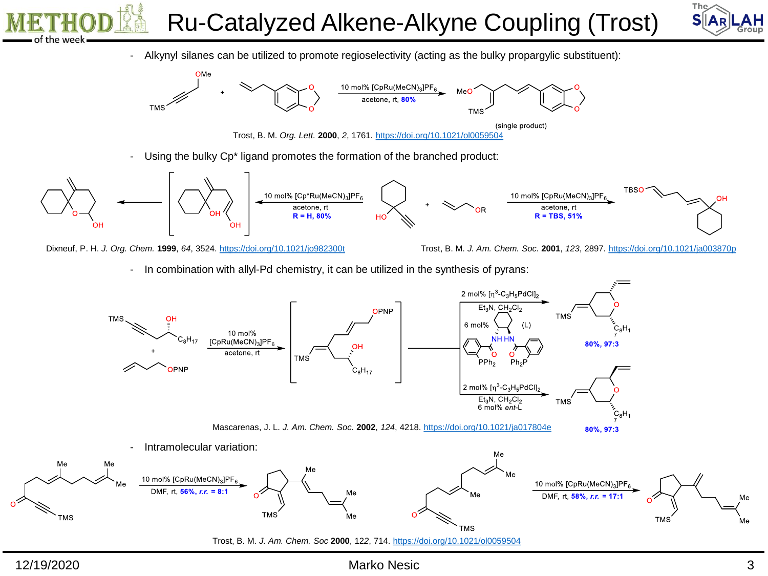# Ru-Catalyzed Alkene-Alkyne Coupling (Trost)

- Alkynyl silanes can be utilized to promote regioselectivity (acting as the bulky propargylic substituent):

10 mol% $[CpRu(MeCN)_3]PF_6$, acetone, rt, **80%** (single product)

Trost, B. M. *Org. Lett.* **2000**, *2*, 1761. https://doi.org/10.1021/ol0059504

- Using the bulky Cp* ligand promotes the formation of the branched product:

10 mol% $[Cp^*Ru(MeCN)_3]PF_6$, acetone, rt, **R = H, 80%**

10 mol% $[CpRu(MeCN)_3]PF_6$, acetone, rt, **R = TBS, 51%**

Dixneuf, P. H. *J. Org. Chem.* **1999**, *64*, 3524. https://doi.org/10.1021/jo982300t

Trost, B. M. *J. Am. Chem. Soc.* **2001**, *123*, 2897. https://doi.org/10.1021/ja003870p

- In combination with allyl-Pd chemistry, it can be utilized in the synthesis of pyrans:

10 mol% $[CpRu(MeCN)_3]PF_6$, acetone, rt

2 mol% $[\eta^3\text{-}C_3H_5PdCl]_2$, $Et_3N$, $CH_2Cl_2$, 6 mol% (L): **80%, 97:3**

2 mol% $[\eta^3\text{-}C_3H_5PdCl]_2$, $Et_3N$, $CH_2Cl_2$, 6 mol% *ent*-L: **80%, 97:3**

Mascarenas, J. L. *J. Am. Chem. Soc.* **2002**, *124*, 4218. https://doi.org/10.1021/ja017804e

- Intramolecular variation:

10 mol% $[CpRu(MeCN)_3]PF_6$, DMF, rt, **56%, *r.r.* = 8:1**

10 mol% $[CpRu(MeCN)_3]PF_6$, DMF, rt, **58%, *r.r.* = 17:1**

Trost, B. M. *J. Am. Chem. Soc* **2000**, 122, 714. https://doi.org/10.1021/ol0059504

12/19/2020 Marko Nesic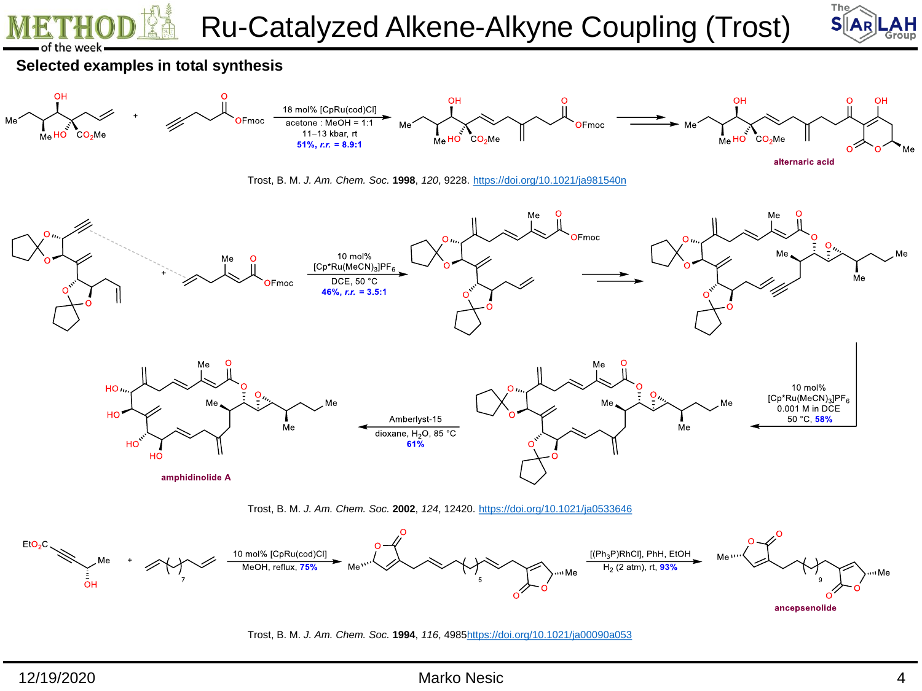# Ru-Catalyzed Alkene-Alkyne Coupling (Trost)

## Selected examples in total synthesis

18 mol% [CpRu(cod)Cl]
acetone : MeOH = 1:1
11–13 kbar, rt
**51%, *r.r.* = 8.9:1**

**alternaric acid**

Trost, B. M. *J. Am. Chem. Soc.* **1998**, *120*, 9228. https://doi.org/10.1021/ja981540n

10 mol% [Cp*Ru(MeCN)$_3$]PF$_6$
DCE, 50 °C
**46%, *r.r.* = 3.5:1**

10 mol% [Cp*Ru(MeCN)$_3$]PF$_6$
0.001 M in DCE
50 °C, **58%**

Amberlyst-15
dioxane, $H_2O$, 85 °C
**61%**

**amphidinolide A**

Trost, B. M. *J. Am. Chem. Soc.* **2002**, *124*, 12420. https://doi.org/10.1021/ja0533646

10 mol% [CpRu(cod)Cl]
MeOH, reflux, **75%**

[$(Ph_3P)RhCl$], PhH, EtOH
$H_2$ (2 atm), rt, **93%**

**ancepsenolide**

Trost, B. M. *J. Am. Chem. Soc.* **1994**, *116*, 4985https://doi.org/10.1021/ja00090a053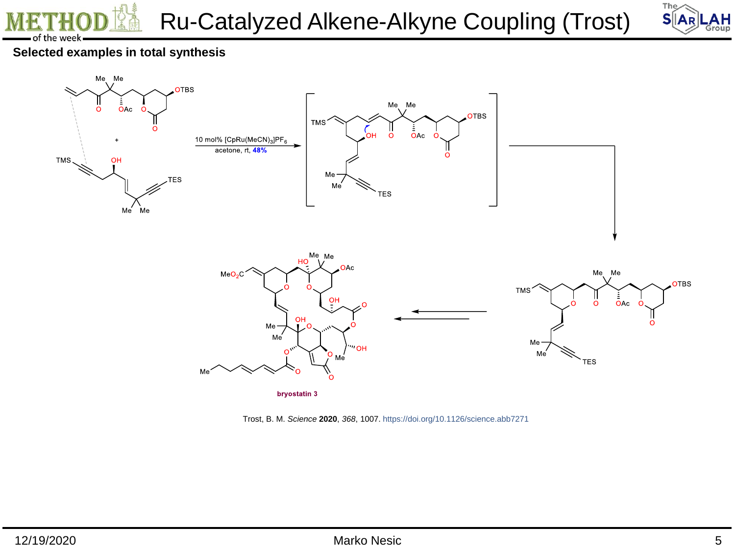# Ru-Catalyzed Alkene-Alkyne Coupling (Trost)

**Selected examples in total synthesis**

10 mol% $[CpRu(MeCN)_3]PF_6$

acetone, rt, **48%**

bryostatin 3

Trost, B. M. *Science* **2020**, *368*, 1007. https://doi.org/10.1126/science.abb7271